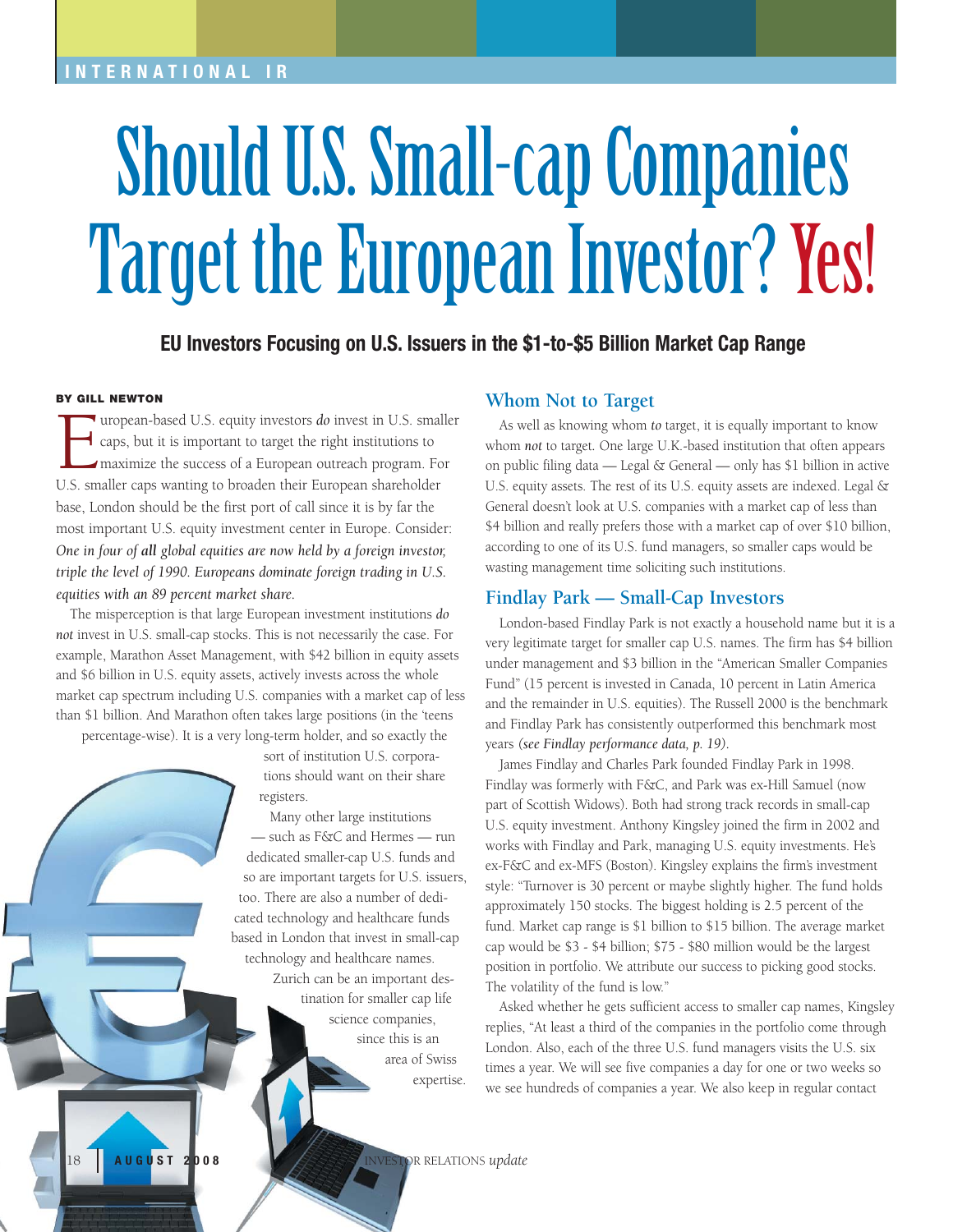INTERNATIONAL IR

# Should U.S. Small-cap Companies Target the European Investor? Yes!

### EU Investors Focusing on U.S. Issuers in the $1-to-$5 Billion Market Cap Range

**BY GILL NEWTON**

European-based U.S. equity investors *do* invest in U.S. smaller caps, but it is important to target the right institutions to maximize the success of a European outreach program. For U.S. smaller caps wanting to broaden their European shareholder base, London should be the first port of call since it is by far the most important U.S. equity investment center in Europe. Consider: *One in four of **all** global equities are now held by a foreign investor, triple the level of 1990. Europeans dominate foreign trading in U.S. equities with an 89 percent market share.*

The misperception is that large European investment institutions *do not* invest in U.S. small-cap stocks. This is not necessarily the case. For example, Marathon Asset Management, with $42 billion in equity assets and $6 billion in U.S. equity assets, actively invests across the whole market cap spectrum including U.S. companies with a market cap of less than $1 billion. And Marathon often takes large positions (in the 'teens percentage-wise). It is a very long-term holder, and so exactly the sort of institution U.S. corporations should want on their share registers.

Many other large institutions — such as F&C and Hermes — run dedicated smaller-cap U.S. funds and so are important targets for U.S. issuers, too. There are also a number of dedicated technology and healthcare funds based in London that invest in small-cap technology and healthcare names. Zurich can be an important destination for smaller cap life science companies, since this is an area of Swiss expertise.

## Whom Not to Target

As well as knowing whom *to* target, it is equally important to know whom *not* to target. One large U.K.-based institution that often appears on public filing data — Legal & General — only has $1 billion in active U.S. equity assets. The rest of its U.S. equity assets are indexed. Legal & General doesn't look at U.S. companies with a market cap of less than $4 billion and really prefers those with a market cap of over $10 billion, according to one of its U.S. fund managers, so smaller caps would be wasting management time soliciting such institutions.

## Findlay Park — Small-Cap Investors

London-based Findlay Park is not exactly a household name but it is a very legitimate target for smaller cap U.S. names. The firm has $4 billion under management and $3 billion in the "American Smaller Companies Fund" (15 percent is invested in Canada, 10 percent in Latin America and the remainder in U.S. equities). The Russell 2000 is the benchmark and Findlay Park has consistently outperformed this benchmark most years *(see Findlay performance data, p. 19)*.

James Findlay and Charles Park founded Findlay Park in 1998. Findlay was formerly with F&C, and Park was ex-Hill Samuel (now part of Scottish Widows). Both had strong track records in small-cap U.S. equity investment. Anthony Kingsley joined the firm in 2002 and works with Findlay and Park, managing U.S. equity investments. He's ex-F&C and ex-MFS (Boston). Kingsley explains the firm's investment style: "Turnover is 30 percent or maybe slightly higher. The fund holds approximately 150 stocks. The biggest holding is 2.5 percent of the fund. Market cap range is $1 billion to $15 billion. The average market cap would be $3 - $4 billion; $75 - $80 million would be the largest position in portfolio. We attribute our success to picking good stocks. The volatility of the fund is low."

Asked whether he gets sufficient access to smaller cap names, Kingsley replies, "At least a third of the companies in the portfolio come through London. Also, each of the three U.S. fund managers visits the U.S. six times a year. We will see five companies a day for one or two weeks so we see hundreds of companies a year. We also keep in regular contact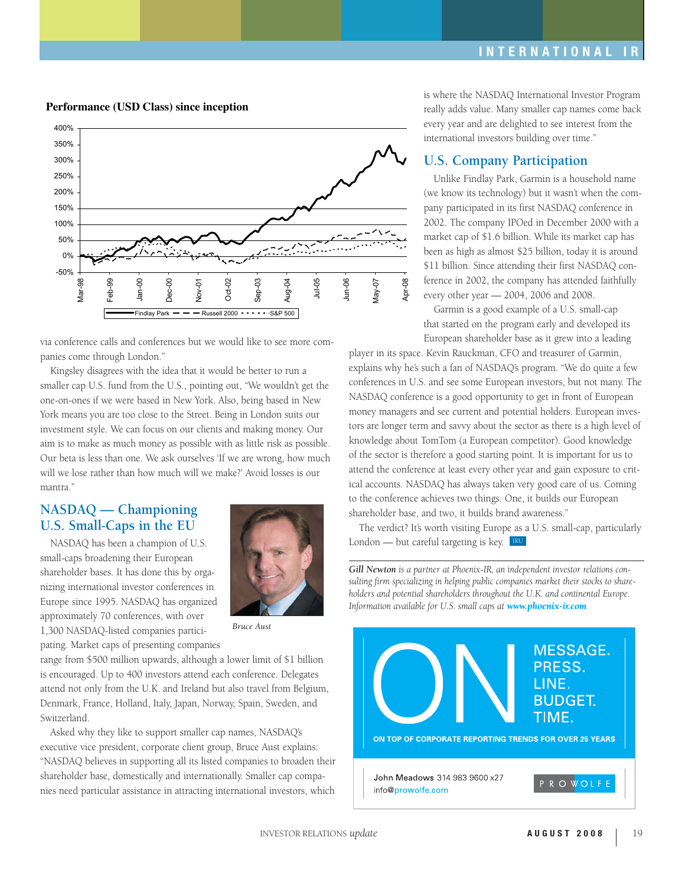**Performance (USD Class) since inception**

400%
350%
300%
250%
200%
150%
100%
50%
0%
-50%

Mar-98 Feb-99 Jan-00 Dec-00 Nov-01 Oct-02 Sep-03 Aug-04 Jul-05 Jun-06 May-07 Apr-08

Findlay Park — Russell 2000 — S&P 500

via conference calls and conferences but we would like to see more companies come through London."

Kingsley disagrees with the idea that it would be better to run a smaller cap U.S. fund from the U.S., pointing out, "We wouldn't get the one-on-ones if we were based in New York. Also, being based in New York means you are too close to the Street. Being in London suits our investment style. We can focus on our clients and making money. Our aim is to make as much money as possible with as little risk as possible. Our beta is less than one. We ask ourselves 'If we are wrong, how much will we lose rather than how much will we make?' Avoid losses is our mantra."

## NASDAQ — Championing U.S. Small-Caps in the EU

NASDAQ has been a champion of U.S. small-caps broadening their European shareholder bases. It has done this by organizing international investor conferences in Europe since 1995. NASDAQ has organized approximately 70 conferences, with over 1,300 NASDAQ-listed companies participating. Market caps of presenting companies range from $500 million upwards, although a lower limit of $1 billion is encouraged. Up to 400 investors attend each conference. Delegates attend not only from the U.K. and Ireland but also travel from Belgium, Denmark, France, Holland, Italy, Japan, Norway, Spain, Sweden, and Switzerland.

*Bruce Aust*

Asked why they like to support smaller cap names, NASDAQ's executive vice president, corporate client group, Bruce Aust explains: "NASDAQ believes in supporting all its listed companies to broaden their shareholder base, domestically and internationally. Smaller cap companies need particular assistance in attracting international investors, which is where the NASDAQ International Investor Program really adds value. Many smaller cap names come back every year and are delighted to see interest from the international investors building over time."

## U.S. Company Participation

Unlike Findlay Park, Garmin is a household name (we know its technology) but it wasn't when the company participated in its first NASDAQ conference in 2002. The company IPOed in December 2000 with a market cap of $1.6 billion. While its market cap has been as high as almost $25 billion, today it is around $11 billion. Since attending their first NASDAQ conference in 2002, the company has attended faithfully every other year — 2004, 2006 and 2008.

Garmin is a good example of a U.S. small-cap that started on the program early and developed its European shareholder base as it grew into a leading player in its space. Kevin Rauckman, CFO and treasurer of Garmin, explains why he's such a fan of NASDAQ's program. "We do quite a few conferences in U.S. and see some European investors, but not many. The NASDAQ conference is a good opportunity to get in front of European money managers and see current and potential holders. European investors are longer term and savvy about the sector as there is a high level of knowledge about TomTom (a European competitor). Good knowledge of the sector is therefore a good starting point. It is important for us to attend the conference at least every other year and gain exposure to critical accounts. NASDAQ has always taken very good care of us. Coming to the conference achieves two things. One, it builds our European shareholder base, and two, it builds brand awareness."

The verdict? It's worth visiting Europe as a U.S. small-cap, particularly London — but careful targeting is key. IRU

*__Gill Newton__ is a partner at Phoenix-IR, an independent investor relations consulting firm specializing in helping public companies market their stocks to shareholders and potential shareholders throughout the U.K. and continental Europe. Information available for U.S. small caps at __www.phoenix-ir.com__*

ON MESSAGE. PRESS. LINE. BUDGET. TIME.

ON TOP OF CORPORATE REPORTING TRENDS FOR OVER 25 YEARS

John Meadows 314 983 9600 x27
info@prowolfe.com

PROWOLFE